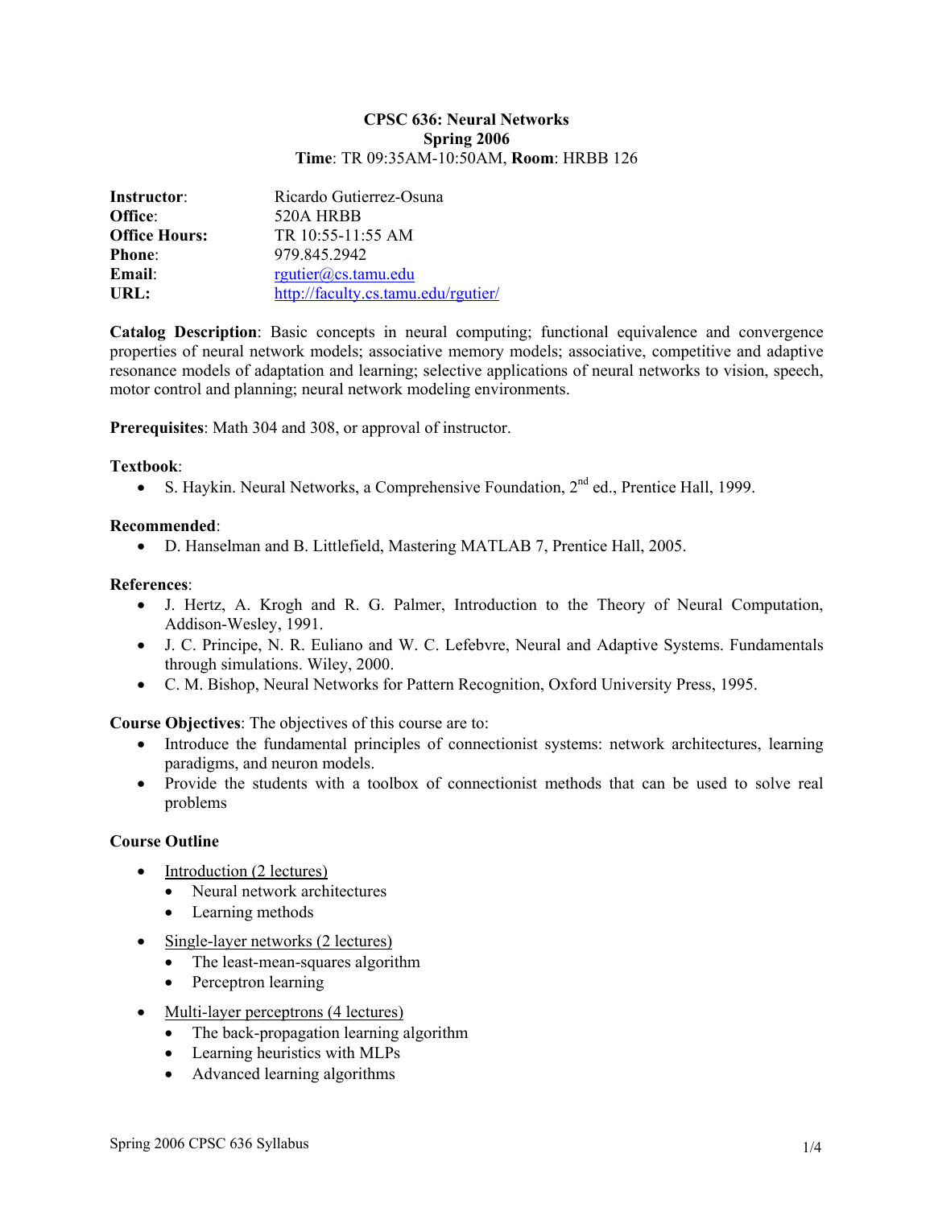# CPSC 636: Neural Networks

**Spring 2006**

**Time**: TR 09:35AM-10:50AM, **Room**: HRBB 126

| | |
|---|---|
| **Instructor**: | Ricardo Gutierrez-Osuna |
| **Office**: | 520A HRBB |
| **Office Hours:** | TR 10:55-11:55 AM |
| **Phone**: | 979.845.2942 |
| **Email**: | rgutier@cs.tamu.edu |
| **URL:** | http://faculty.cs.tamu.edu/rgutier/ |

**Catalog Description**: Basic concepts in neural computing; functional equivalence and convergence properties of neural network models; associative memory models; associative, competitive and adaptive resonance models of adaptation and learning; selective applications of neural networks to vision, speech, motor control and planning; neural network modeling environments.

**Prerequisites**: Math 304 and 308, or approval of instructor.

**Textbook**:

- S. Haykin. Neural Networks, a Comprehensive Foundation, 2nd ed., Prentice Hall, 1999.

**Recommended**:

- D. Hanselman and B. Littlefield, Mastering MATLAB 7, Prentice Hall, 2005.

**References**:

- J. Hertz, A. Krogh and R. G. Palmer, Introduction to the Theory of Neural Computation, Addison-Wesley, 1991.
- J. C. Principe, N. R. Euliano and W. C. Lefebvre, Neural and Adaptive Systems. Fundamentals through simulations. Wiley, 2000.
- C. M. Bishop, Neural Networks for Pattern Recognition, Oxford University Press, 1995.

**Course Objectives**: The objectives of this course are to:

- Introduce the fundamental principles of connectionist systems: network architectures, learning paradigms, and neuron models.
- Provide the students with a toolbox of connectionist methods that can be used to solve real problems

**Course Outline**

- Introduction (2 lectures)
  - Neural network architectures
  - Learning methods
- Single-layer networks (2 lectures)
  - The least-mean-squares algorithm
  - Perceptron learning
- Multi-layer perceptrons (4 lectures)
  - The back-propagation learning algorithm
  - Learning heuristics with MLPs
  - Advanced learning algorithms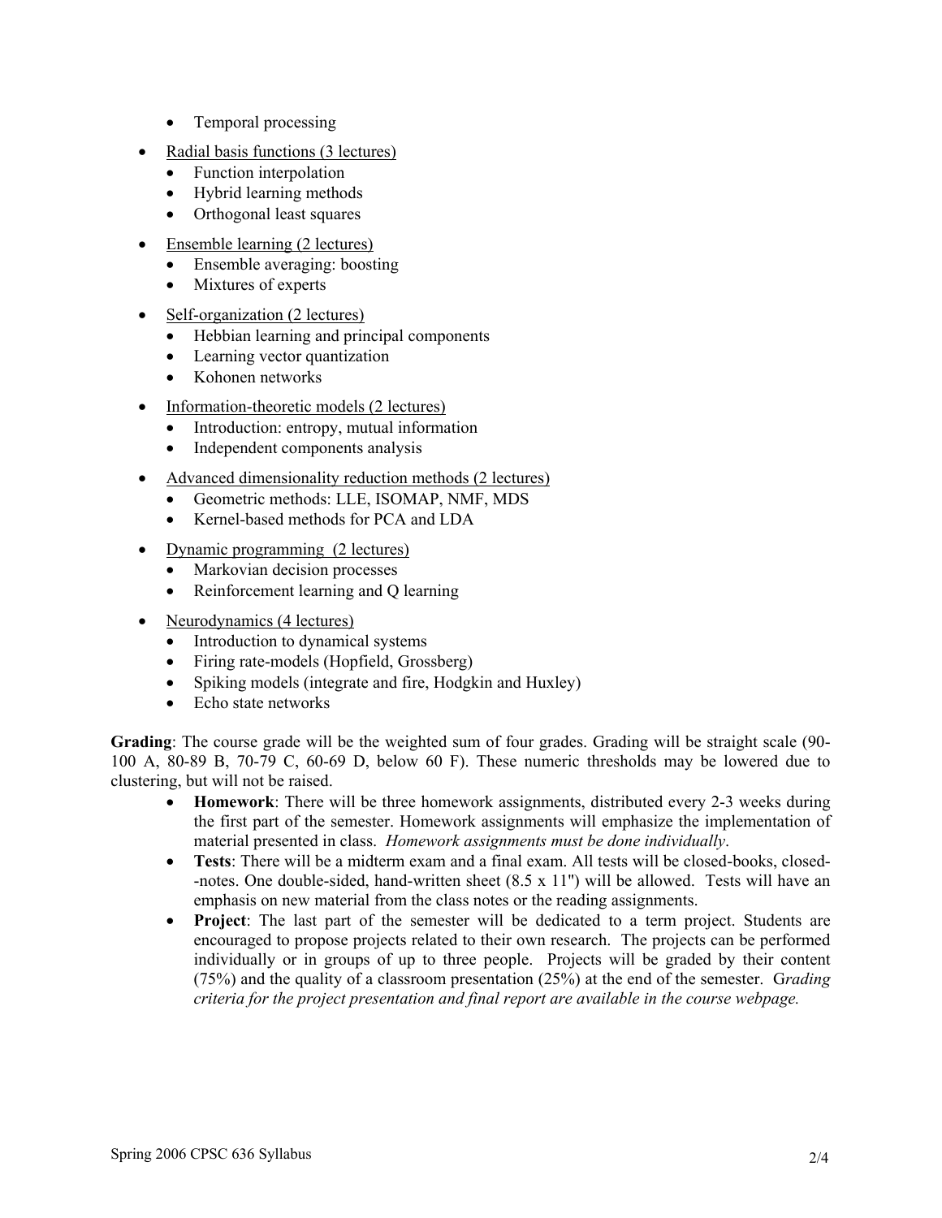- Temporal processing

- <u>Radial basis functions (3 lectures)</u>
  - Function interpolation
  - Hybrid learning methods
  - Orthogonal least squares

- <u>Ensemble learning (2 lectures)</u>
  - Ensemble averaging: boosting
  - Mixtures of experts

- <u>Self-organization (2 lectures)</u>
  - Hebbian learning and principal components
  - Learning vector quantization
  - Kohonen networks

- <u>Information-theoretic models (2 lectures)</u>
  - Introduction: entropy, mutual information
  - Independent components analysis

- <u>Advanced dimensionality reduction methods (2 lectures)</u>
  - Geometric methods: LLE, ISOMAP, NMF, MDS
  - Kernel-based methods for PCA and LDA

- <u>Dynamic programming (2 lectures)</u>
  - Markovian decision processes
  - Reinforcement learning and Q learning

- <u>Neurodynamics (4 lectures)</u>
  - Introduction to dynamical systems
  - Firing rate-models (Hopfield, Grossberg)
  - Spiking models (integrate and fire, Hodgkin and Huxley)
  - Echo state networks

**Grading**: The course grade will be the weighted sum of four grades. Grading will be straight scale (90-100 A, 80-89 B, 70-79 C, 60-69 D, below 60 F). These numeric thresholds may be lowered due to clustering, but will not be raised.

- **Homework**: There will be three homework assignments, distributed every 2-3 weeks during the first part of the semester. Homework assignments will emphasize the implementation of material presented in class. *Homework assignments must be done individually*.
- **Tests**: There will be a midterm exam and a final exam. All tests will be closed-books, closed--notes. One double-sided, hand-written sheet (8.5 x 11") will be allowed. Tests will have an emphasis on new material from the class notes or the reading assignments.
- **Project**: The last part of the semester will be dedicated to a term project. Students are encouraged to propose projects related to their own research. The projects can be performed individually or in groups of up to three people. Projects will be graded by their content (75%) and the quality of a classroom presentation (25%) at the end of the semester. *Grading criteria for the project presentation and final report are available in the course webpage.*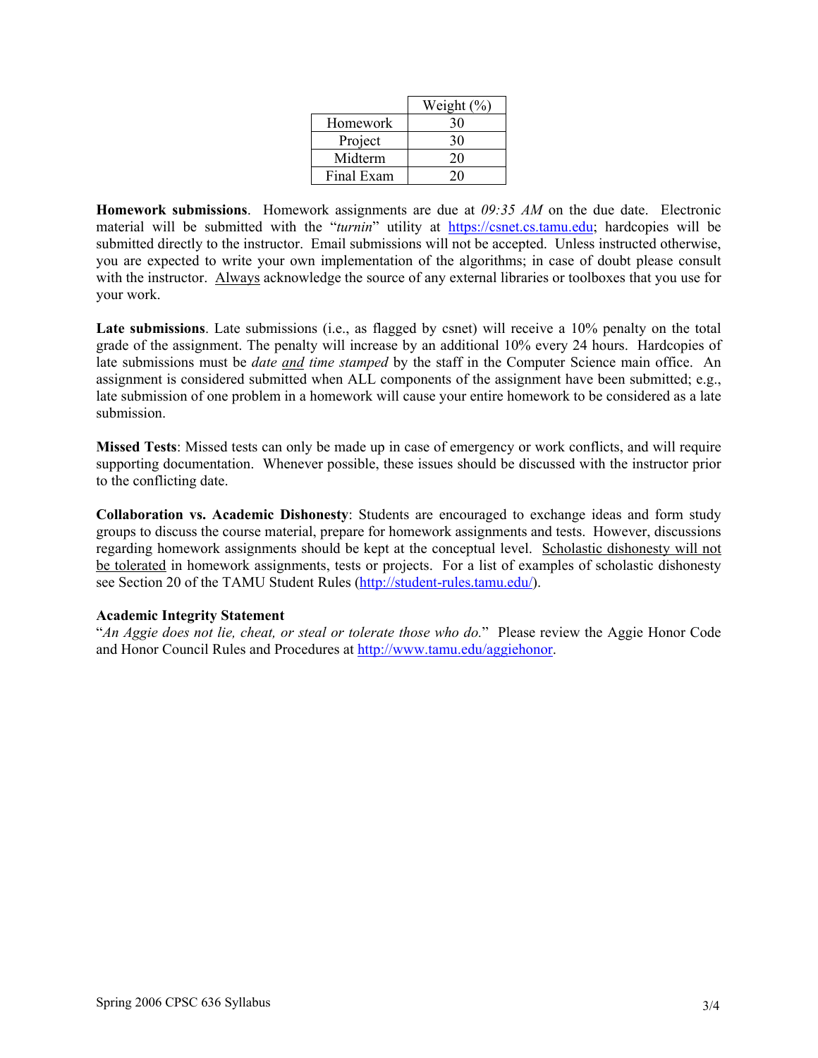| | Weight (%) |
|---|---|
| Homework | 30 |
| Project | 30 |
| Midterm | 20 |
| Final Exam | 20 |

**Homework submissions**. Homework assignments are due at *09:35 AM* on the due date. Electronic material will be submitted with the "*turnin*" utility at https://csnet.cs.tamu.edu; hardcopies will be submitted directly to the instructor. Email submissions will not be accepted. Unless instructed otherwise, you are expected to write your own implementation of the algorithms; in case of doubt please consult with the instructor. Always acknowledge the source of any external libraries or toolboxes that you use for your work.

**Late submissions**. Late submissions (i.e., as flagged by csnet) will receive a 10% penalty on the total grade of the assignment. The penalty will increase by an additional 10% every 24 hours. Hardcopies of late submissions must be *date and time stamped* by the staff in the Computer Science main office. An assignment is considered submitted when ALL components of the assignment have been submitted; e.g., late submission of one problem in a homework will cause your entire homework to be considered as a late submission.

**Missed Tests**: Missed tests can only be made up in case of emergency or work conflicts, and will require supporting documentation. Whenever possible, these issues should be discussed with the instructor prior to the conflicting date.

**Collaboration vs. Academic Dishonesty**: Students are encouraged to exchange ideas and form study groups to discuss the course material, prepare for homework assignments and tests. However, discussions regarding homework assignments should be kept at the conceptual level. Scholastic dishonesty will not be tolerated in homework assignments, tests or projects. For a list of examples of scholastic dishonesty see Section 20 of the TAMU Student Rules (http://student-rules.tamu.edu/).

**Academic Integrity Statement**

"*An Aggie does not lie, cheat, or steal or tolerate those who do.*" Please review the Aggie Honor Code and Honor Council Rules and Procedures at http://www.tamu.edu/aggiehonor.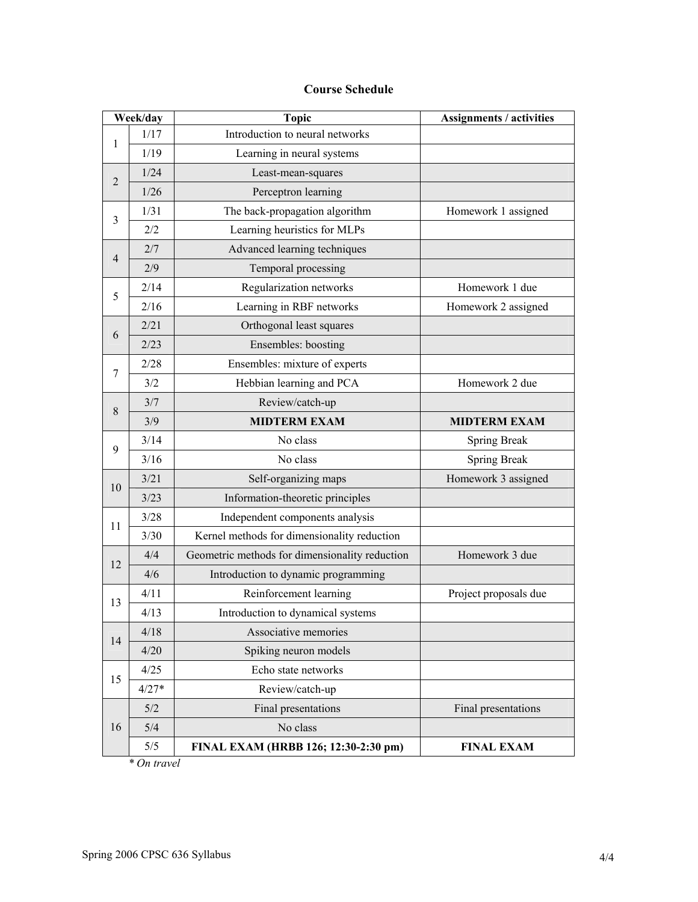## Course Schedule

| Week/day | | Topic | Assignments / activities |
|---|---|---|---|
| 1 | 1/17 | Introduction to neural networks | |
| | 1/19 | Learning in neural systems | |
| 2 | 1/24 | Least-mean-squares | |
| | 1/26 | Perceptron learning | |
| 3 | 1/31 | The back-propagation algorithm | Homework 1 assigned |
| | 2/2 | Learning heuristics for MLPs | |
| 4 | 2/7 | Advanced learning techniques | |
| | 2/9 | Temporal processing | |
| 5 | 2/14 | Regularization networks | Homework 1 due |
| | 2/16 | Learning in RBF networks | Homework 2 assigned |
| 6 | 2/21 | Orthogonal least squares | |
| | 2/23 | Ensembles: boosting | |
| 7 | 2/28 | Ensembles: mixture of experts | |
| | 3/2 | Hebbian learning and PCA | Homework 2 due |
| 8 | 3/7 | Review/catch-up | |
| | 3/9 | **MIDTERM EXAM** | **MIDTERM EXAM** |
| 9 | 3/14 | No class | Spring Break |
| | 3/16 | No class | Spring Break |
| 10 | 3/21 | Self-organizing maps | Homework 3 assigned |
| | 3/23 | Information-theoretic principles | |
| 11 | 3/28 | Independent components analysis | |
| | 3/30 | Kernel methods for dimensionality reduction | |
| 12 | 4/4 | Geometric methods for dimensionality reduction | Homework 3 due |
| | 4/6 | Introduction to dynamic programming | |
| 13 | 4/11 | Reinforcement learning | Project proposals due |
| | 4/13 | Introduction to dynamical systems | |
| 14 | 4/18 | Associative memories | |
| | 4/20 | Spiking neuron models | |
| 15 | 4/25 | Echo state networks | |
| | 4/27* | Review/catch-up | |
| 16 | 5/2 | Final presentations | Final presentations |
| | 5/4 | No class | |
| | 5/5 | **FINAL EXAM (HRBB 126; 12:30-2:30 pm)** | **FINAL EXAM** |

\* *On travel*